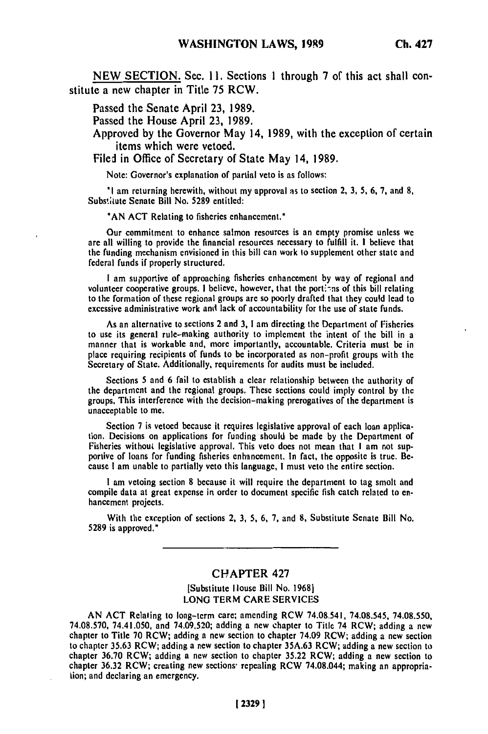NEW SECTION. Sec. 11. Sections 1 through 7 of this act shall constitute a new chapter in Title 75 RCW.

Passed the Senate April 23, 1989.

Passed the House April 23, 1989.

Approved by the Governor May 14, 1989, with the exception of certain items which were vetoed.

Filed in Office of Secretary of State May 14, 1989.

Note: Governor's explanation of partial veto is as follows:

"I am returning herewith, without my approval as to section 2, 3, 5, 6, 7, and 8, Substitute Senate Bill No. 5289 entitled:

"AN ACT Relating to fisheries enhancement."

Our commitment to enhance salmon resources is an empty promise unless we are all willing to provide the financial resources necessary to fulfill it. I believe that the funding mechanism envisioned in this bill can work to supplement other state and federal funds if properly structured.

I am supportive of approaching fisheries enhancement by way of regional and volunteer cooperative groups. I believe, however, that the portions of this bill relating to the formation of these regional groups are so poorly drafted that they could lead to excessive administrative work and lack of accountability for the use of state funds.

As an alternative to sections 2 and 3, I am directing the Department of Fisheries to use its general rule-making authority to implement the intent of the bill in a manner that is workable and, more importantly, accountable. Criteria must be in place requiring recipients of funds to be incorporated as non-profit groups with the Secretary of State. Additionally, requirements for audits must be included.

Sections 5 and 6 fail to establish a clear relationship between the authority of the department and the regional groups. These sections could imply control by the groups. This interference with the decision-making prerogatives of the department is unacceptable to me.

Section 7 is vetoed because it requires legislative approval of each loan application. Decisions on applications for funding should be made by the Department of Fisheries without legislative approval. This veto does not mean that I am not supportive of loans for funding fisheries enhancement. In fact, the opposite is true. Because I am unable to partially veto this language, I must veto the entire section.

I am vetoing section 8 because it will require the department to tag smolt and compile data at great expense in order to document specific fish catch related to enhancement projects.

With the exception of sections 2, 3, 5, 6, 7, and 8, Substitute Senate Bill No. 5289 is approved."

---

## CHAPTER 427

[Substitute House Bill No. 1968]

LONG TERM CARE SERVICES

AN ACT Relating to long-term care; amending RCW 74.08.541, 74.08.545, 74.08.550, 74.08.570, 74.41.050, and 74.09.520; adding a new chapter to Title 74 RCW; adding a new chapter to Title 70 RCW; adding a new section to chapter 74.09 RCW; adding a new section to chapter 35.63 RCW; adding a new section to chapter 35A.63 RCW; adding a new section to chapter 36.70 RCW; adding a new section to chapter 35.22 RCW; adding a new section to chapter 36.32 RCW; creating new sections; repealing RCW 74.08.044; making an appropriation; and declaring an emergency.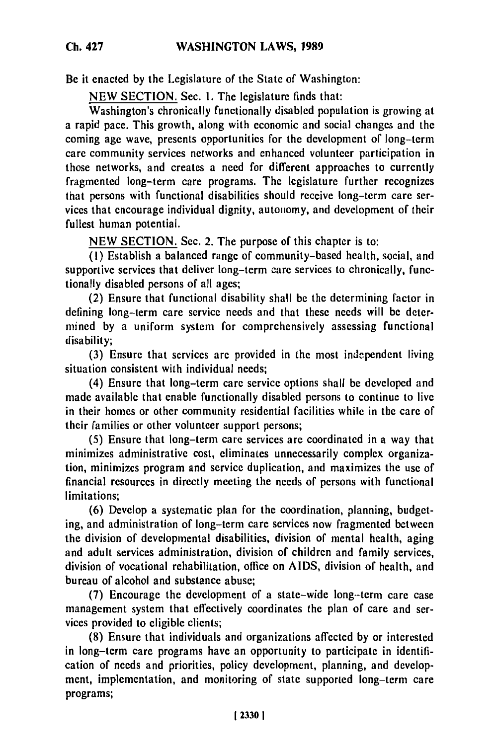Be it enacted by the Legislature of the State of Washington:

NEW SECTION. Sec. 1. The legislature finds that:

Washington's chronically functionally disabled population is growing at a rapid pace. This growth, along with economic and social changes and the coming age wave, presents opportunities for the development of long-term care community services networks and enhanced volunteer participation in those networks, and creates a need for different approaches to currently fragmented long-term care programs. The legislature further recognizes that persons with functional disabilities should receive long-term care services that encourage individual dignity, autonomy, and development of their fullest human potential.

NEW SECTION. Sec. 2. The purpose of this chapter is to:

(1) Establish a balanced range of community-based health, social, and supportive services that deliver long-term care services to chronically, functionally disabled persons of all ages;

(2) Ensure that functional disability shall be the determining factor in defining long-term care service needs and that these needs will be determined by a uniform system for comprehensively assessing functional disability;

(3) Ensure that services are provided in the most independent living situation consistent with individual needs;

(4) Ensure that long-term care service options shall be developed and made available that enable functionally disabled persons to continue to live in their homes or other community residential facilities while in the care of their families or other volunteer support persons;

(5) Ensure that long-term care services are coordinated in a way that minimizes administrative cost, eliminates unnecessarily complex organization, minimizes program and service duplication, and maximizes the use of financial resources in directly meeting the needs of persons with functional limitations;

(6) Develop a systematic plan for the coordination, planning, budgeting, and administration of long-term care services now fragmented between the division of developmental disabilities, division of mental health, aging and adult services administration, division of children and family services, division of vocational rehabilitation, office on AIDS, division of health, and bureau of alcohol and substance abuse;

(7) Encourage the development of a state-wide long-term care case management system that effectively coordinates the plan of care and services provided to eligible clients;

(8) Ensure that individuals and organizations affected by or interested in long-term care programs have an opportunity to participate in identification of needs and priorities, policy development, planning, and development, implementation, and monitoring of state supported long-term care programs;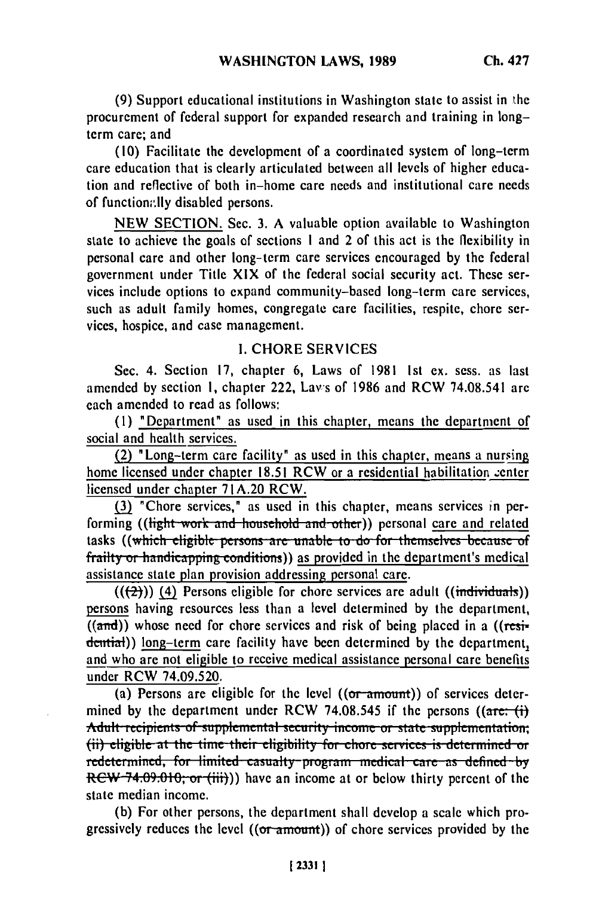(9) Support educational institutions in Washington state to assist in the procurement of federal support for expanded research and training in long-term care; and

(10) Facilitate the development of a coordinated system of long-term care education that is clearly articulated between all levels of higher education and reflective of both in-home care needs and institutional care needs of functionally disabled persons.

NEW SECTION. Sec. 3. A valuable option available to Washington state to achieve the goals of sections 1 and 2 of this act is the flexibility in personal care and other long-term care services encouraged by the federal government under Title XIX of the federal social security act. These services include options to expand community-based long-term care services, such as adult family homes, congregate care facilities, respite, chore services, hospice, and case management.

## I. CHORE SERVICES

Sec. 4. Section 17, chapter 6, Laws of 1981 1st ex. sess. as last amended by section 1, chapter 222, Laws of 1986 and RCW 74.08.541 are each amended to read as follows:

(1) "Department" as used in this chapter, means the department of social and health services.

(2) "Long-term care facility" as used in this chapter, means a nursing home licensed under chapter 18.51 RCW or a residential habilitation center licensed under chapter 71A.20 RCW.

(3) "Chore services," as used in this chapter, means services in performing ((~~light work and household and other~~)) personal care and related tasks ((~~which eligible persons are unable to do for themselves because of frailty or handicapping conditions~~)) as provided in the department's medical assistance state plan provision addressing personal care.

((~~(2)~~)) (4) Persons eligible for chore services are adult ((~~individuals~~)) persons having resources less than a level determined by the department, ((~~and~~)) whose need for chore services and risk of being placed in a ((~~residential~~)) long-term care facility have been determined by the department, and who are not eligible to receive medical assistance personal care benefits under RCW 74.09.520.

(a) Persons are eligible for the level ((~~or amount~~)) of services determined by the department under RCW 74.08.545 if the persons ((~~are: (i) Adult recipients of supplemental security income or state supplementation; (ii) eligible at the time their eligibility for chore services is determined or redetermined, for limited casualty program medical care as defined by RCW 74.09.010; or (iii)~~)) have an income at or below thirty percent of the state median income.

(b) For other persons, the department shall develop a scale which progressively reduces the level ((~~or amount~~)) of chore services provided by the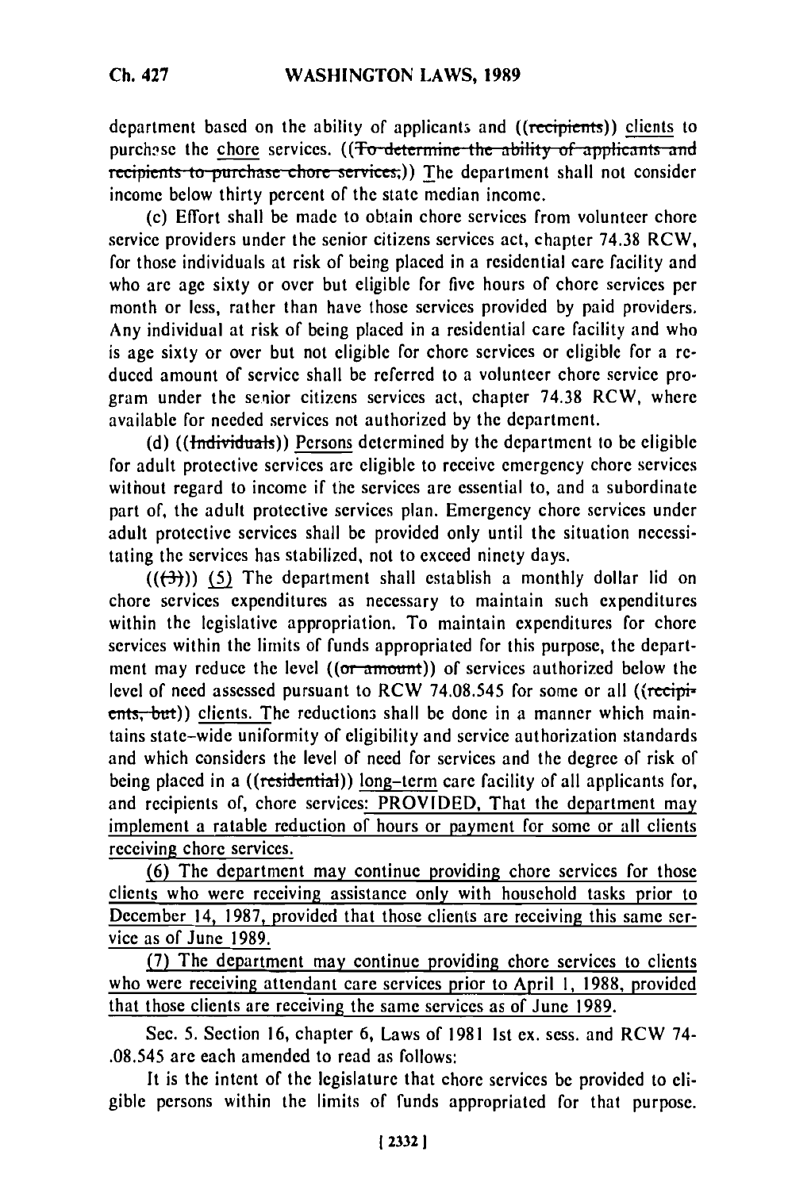department based on the ability of applicants and ((~~recipients~~)) clients to purchase the chore services. ((~~To determine the ability of applicants and recipients to purchase chore services,~~)) The department shall not consider income below thirty percent of the state median income.

(c) Effort shall be made to obtain chore services from volunteer chore service providers under the senior citizens services act, chapter 74.38 RCW, for those individuals at risk of being placed in a residential care facility and who are age sixty or over but eligible for five hours of chore services per month or less, rather than have those services provided by paid providers. Any individual at risk of being placed in a residential care facility and who is age sixty or over but not eligible for chore services or eligible for a reduced amount of service shall be referred to a volunteer chore service program under the senior citizens services act, chapter 74.38 RCW, where available for needed services not authorized by the department.

(d) ((~~Individuals~~)) Persons determined by the department to be eligible for adult protective services are eligible to receive emergency chore services without regard to income if the services are essential to, and a subordinate part of, the adult protective services plan. Emergency chore services under adult protective services shall be provided only until the situation necessitating the services has stabilized, not to exceed ninety days.

((~~(3)~~)) <u>(5)</u> The department shall establish a monthly dollar lid on chore services expenditures as necessary to maintain such expenditures within the legislative appropriation. To maintain expenditures for chore services within the limits of funds appropriated for this purpose, the department may reduce the level ((~~or amount~~)) of services authorized below the level of need assessed pursuant to RCW 74.08.545 for some or all ((~~recipients, but~~)) clients. The reductions shall be done in a manner which maintains state-wide uniformity of eligibility and service authorization standards and which considers the level of need for services and the degree of risk of being placed in a ((~~residential~~)) long-term care facility of all applicants for, and recipients of, chore services<u>: PROVIDED, That the department may implement a ratable reduction of hours or payment for some or all clients receiving chore services.</u>

<u>(6) The department may continue providing chore services for those clients who were receiving assistance only with household tasks prior to December 14, 1987, provided that those clients are receiving this same service as of June 1989.</u>

<u>(7) The department may continue providing chore services to clients who were receiving attendant care services prior to April 1, 1988, provided that those clients are receiving the same services as of June 1989.</u>

Sec. 5. Section 16, chapter 6, Laws of 1981 1st ex. sess. and RCW 74-.08.545 are each amended to read as follows:

It is the intent of the legislature that chore services be provided to eligible persons within the limits of funds appropriated for that purpose.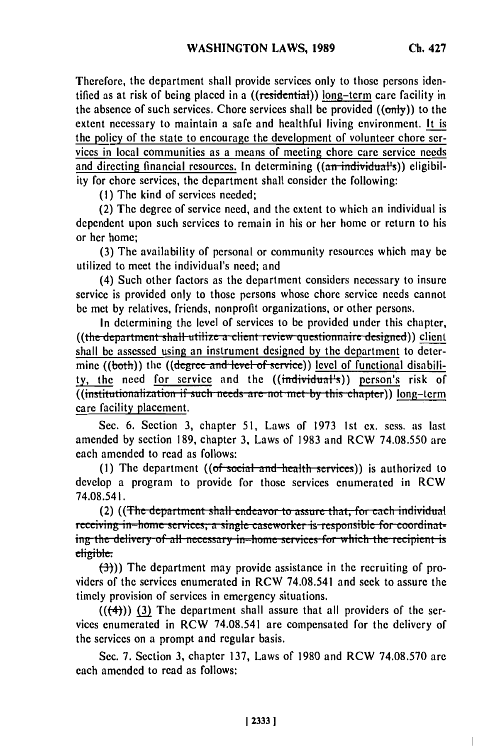Therefore, the department shall provide services only to those persons identified as at risk of being placed in a ((~~residential~~)) <u>long-term</u> care facility in the absence of such services. Chore services shall be provided ((~~only~~)) to the extent necessary to maintain a safe and healthful living environment. <u>It is the policy of the state to encourage the development of volunteer chore services in local communities as a means of meeting chore care service needs and directing financial resources.</u> In determining ((~~an individual's~~)) eligibility for chore services, the department shall consider the following:

(1) The kind of services needed;

(2) The degree of service need, and the extent to which an individual is dependent upon such services to remain in his or her home or return to his or her home;

(3) The availability of personal or community resources which may be utilized to meet the individual's need; and

(4) Such other factors as the department considers necessary to insure service is provided only to those persons whose chore service needs cannot be met by relatives, friends, nonprofit organizations, or other persons.

In determining the level of services to be provided under this chapter, ((~~the department shall utilize a client review questionnaire designed~~)) <u>client shall be assessed using an instrument designed by the department</u> to determine ((~~both~~)) the ((~~degree and level of service~~)) <u>level of functional disability, the</u> need <u>for service</u> and the ((~~individual's~~)) <u>person's</u> risk of ((~~institutionalization if such needs are not met by this chapter~~)) <u>long-term care facility placement</u>.

Sec. 6. Section 3, chapter 51, Laws of 1973 1st ex. sess. as last amended by section 189, chapter 3, Laws of 1983 and RCW 74.08.550 are each amended to read as follows:

(1) The department ((~~of social and health services~~)) is authorized to develop a program to provide for those services enumerated in RCW 74.08.541.

(2) ((~~The department shall endeavor to assure that, for each individual receiving in-home services, a single caseworker is responsible for coordinating the delivery of all necessary in-home services for which the recipient is eligible.~~

~~(3)~~)) The department may provide assistance in the recruiting of providers of the services enumerated in RCW 74.08.541 and seek to assure the timely provision of services in emergency situations.

((~~(4)~~)) <u>(3)</u> The department shall assure that all providers of the services enumerated in RCW 74.08.541 are compensated for the delivery of the services on a prompt and regular basis.

Sec. 7. Section 3, chapter 137, Laws of 1980 and RCW 74.08.570 are each amended to read as follows: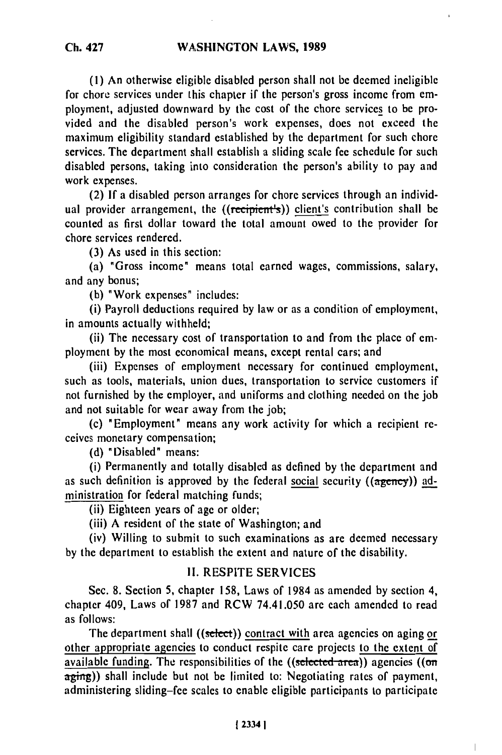(1) An otherwise eligible disabled person shall not be deemed ineligible for chore services under this chapter if the person's gross income from employment, adjusted downward by the cost of the chore services to be provided and the disabled person's work expenses, does not exceed the maximum eligibility standard established by the department for such chore services. The department shall establish a sliding scale fee schedule for such disabled persons, taking into consideration the person's ability to pay and work expenses.

(2) If a disabled person arranges for chore services through an individual provider arrangement, the ((~~recipient's~~)) client's contribution shall be counted as first dollar toward the total amount owed to the provider for chore services rendered.

(3) As used in this section:

(a) "Gross income" means total earned wages, commissions, salary, and any bonus;

(b) "Work expenses" includes:

(i) Payroll deductions required by law or as a condition of employment, in amounts actually withheld;

(ii) The necessary cost of transportation to and from the place of employment by the most economical means, except rental cars; and

(iii) Expenses of employment necessary for continued employment, such as tools, materials, union dues, transportation to service customers if not furnished by the employer, and uniforms and clothing needed on the job and not suitable for wear away from the job;

(c) "Employment" means any work activity for which a recipient receives monetary compensation;

(d) "Disabled" means:

(i) Permanently and totally disabled as defined by the department and as such definition is approved by the federal social security ((~~agency~~)) administration for federal matching funds;

(ii) Eighteen years of age or older;

(iii) A resident of the state of Washington; and

(iv) Willing to submit to such examinations as are deemed necessary by the department to establish the extent and nature of the disability.

## II. RESPITE SERVICES

Sec. 8. Section 5, chapter 158, Laws of 1984 as amended by section 4, chapter 409, Laws of 1987 and RCW 74.41.050 are each amended to read as follows:

The department shall ((~~select~~)) contract with area agencies on aging or other appropriate agencies to conduct respite care projects to the extent of available funding. The responsibilities of the ((~~selected area~~)) agencies ((~~on aging~~)) shall include but not be limited to: Negotiating rates of payment, administering sliding-fee scales to enable eligible participants to participate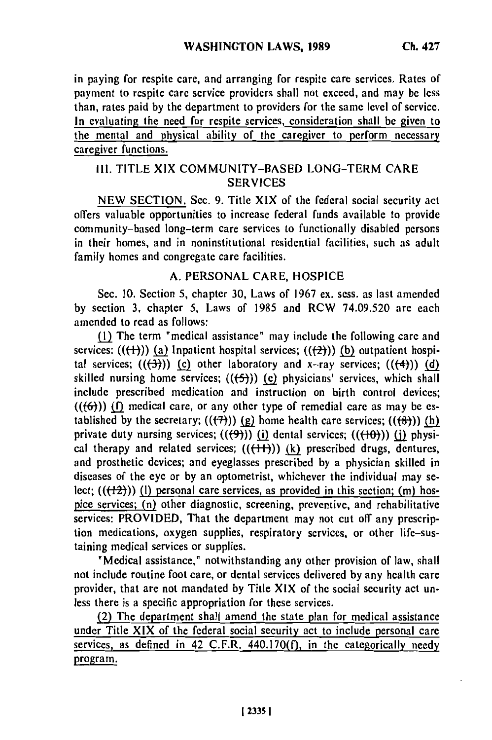in paying for respite care, and arranging for respite care services. Rates of payment to respite care service providers shall not exceed, and may be less than, rates paid by the department to providers for the same level of service. In evaluating the need for respite services, consideration shall be given to the mental and physical ability of the caregiver to perform necessary caregiver functions.

## III. TITLE XIX COMMUNITY-BASED LONG-TERM CARE SERVICES

NEW SECTION. Sec. 9. Title XIX of the federal social security act offers valuable opportunities to increase federal funds available to provide community-based long-term care services to functionally disabled persons in their homes, and in noninstitutional residential facilities, such as adult family homes and congregate care facilities.

### A. PERSONAL CARE, HOSPICE

Sec. 10. Section 5, chapter 30, Laws of 1967 ex. sess. as last amended by section 3, chapter 5, Laws of 1985 and RCW 74.09.520 are each amended to read as follows:

(1) The term "medical assistance" may include the following care and services: (((1))) (a) Inpatient hospital services; (((2))) (b) outpatient hospital services; (((3))) (c) other laboratory and x-ray services; (((4))) (d) skilled nursing home services; (((5))) (e) physicians' services, which shall include prescribed medication and instruction on birth control devices; (((6))) (f) medical care, or any other type of remedial care as may be established by the secretary; (((7))) (g) home health care services; (((8))) (h) private duty nursing services; (((9))) (i) dental services; (((10))) (j) physical therapy and related services; (((11))) (k) prescribed drugs, dentures, and prosthetic devices; and eyeglasses prescribed by a physician skilled in diseases of the eye or by an optometrist, whichever the individual may select; (((12))) (l) personal care services, as provided in this section; (m) hospice services; (n) other diagnostic, screening, preventive, and rehabilitative services: PROVIDED, That the department may not cut off any prescription medications, oxygen supplies, respiratory services, or other life-sustaining medical services or supplies.

"Medical assistance," notwithstanding any other provision of law, shall not include routine foot care, or dental services delivered by any health care provider, that are not mandated by Title XIX of the social security act unless there is a specific appropriation for these services.

(2) The department shall amend the state plan for medical assistance under Title XIX of the federal social security act to include personal care services, as defined in 42 C.F.R. 440.170(f), in the categorically needy program.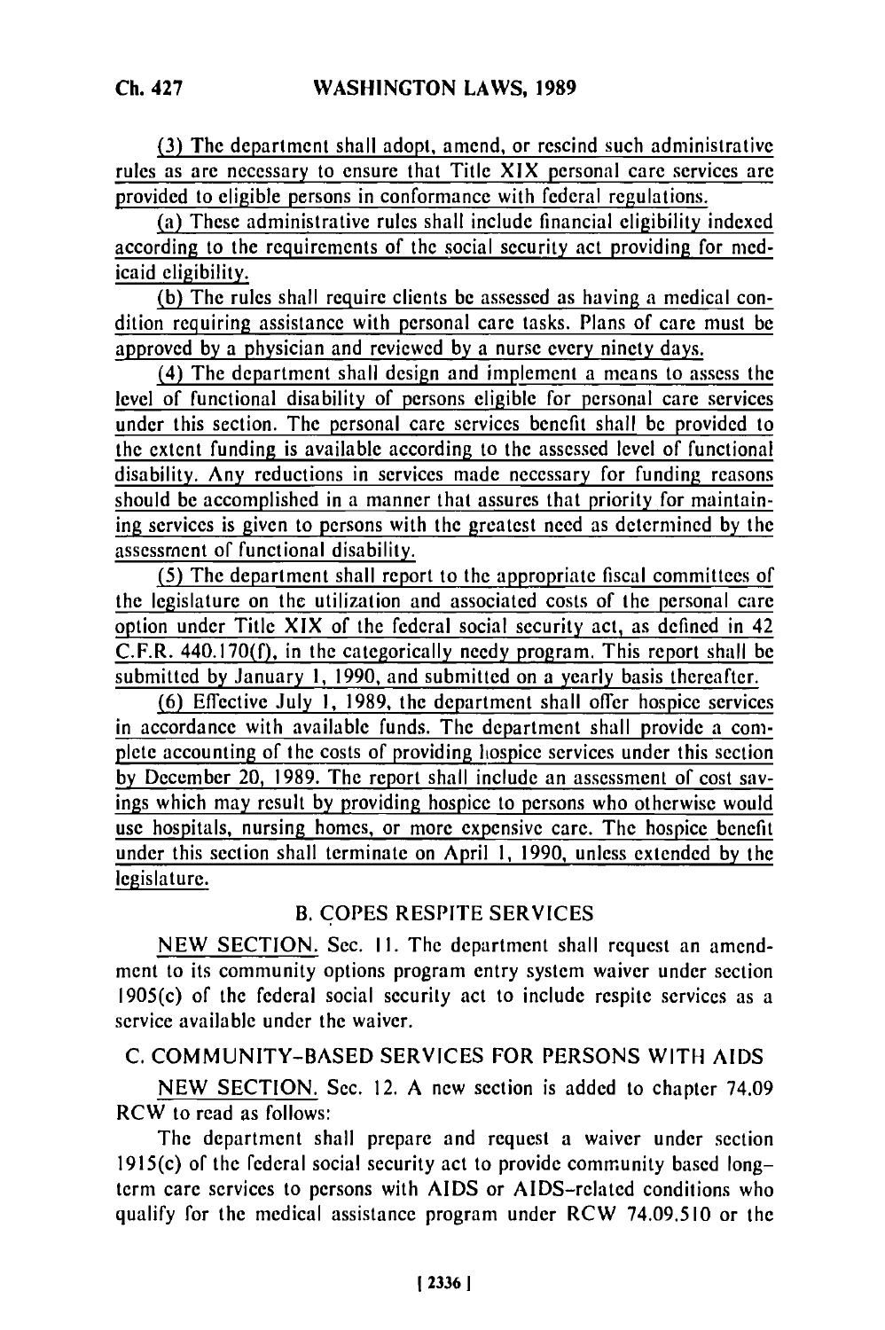(3) The department shall adopt, amend, or rescind such administrative rules as are necessary to ensure that Title XIX personal care services are provided to eligible persons in conformance with federal regulations.

(a) These administrative rules shall include financial eligibility indexed according to the requirements of the social security act providing for medicaid eligibility.

(b) The rules shall require clients be assessed as having a medical condition requiring assistance with personal care tasks. Plans of care must be approved by a physician and reviewed by a nurse every ninety days.

(4) The department shall design and implement a means to assess the level of functional disability of persons eligible for personal care services under this section. The personal care services benefit shall be provided to the extent funding is available according to the assessed level of functional disability. Any reductions in services made necessary for funding reasons should be accomplished in a manner that assures that priority for maintaining services is given to persons with the greatest need as determined by the assessment of functional disability.

(5) The department shall report to the appropriate fiscal committees of the legislature on the utilization and associated costs of the personal care option under Title XIX of the federal social security act, as defined in 42 C.F.R. 440.170(f), in the categorically needy program. This report shall be submitted by January 1, 1990, and submitted on a yearly basis thereafter.

(6) Effective July 1, 1989, the department shall offer hospice services in accordance with available funds. The department shall provide a complete accounting of the costs of providing hospice services under this section by December 20, 1989. The report shall include an assessment of cost savings which may result by providing hospice to persons who otherwise would use hospitals, nursing homes, or more expensive care. The hospice benefit under this section shall terminate on April 1, 1990, unless extended by the legislature.

## B. COPES RESPITE SERVICES

NEW SECTION. Sec. 11. The department shall request an amendment to its community options program entry system waiver under section 1905(c) of the federal social security act to include respite services as a service available under the waiver.

## C. COMMUNITY-BASED SERVICES FOR PERSONS WITH AIDS

NEW SECTION. Sec. 12. A new section is added to chapter 74.09 RCW to read as follows:

The department shall prepare and request a waiver under section 1915(c) of the federal social security act to provide community based long-term care services to persons with AIDS or AIDS-related conditions who qualify for the medical assistance program under RCW 74.09.510 or the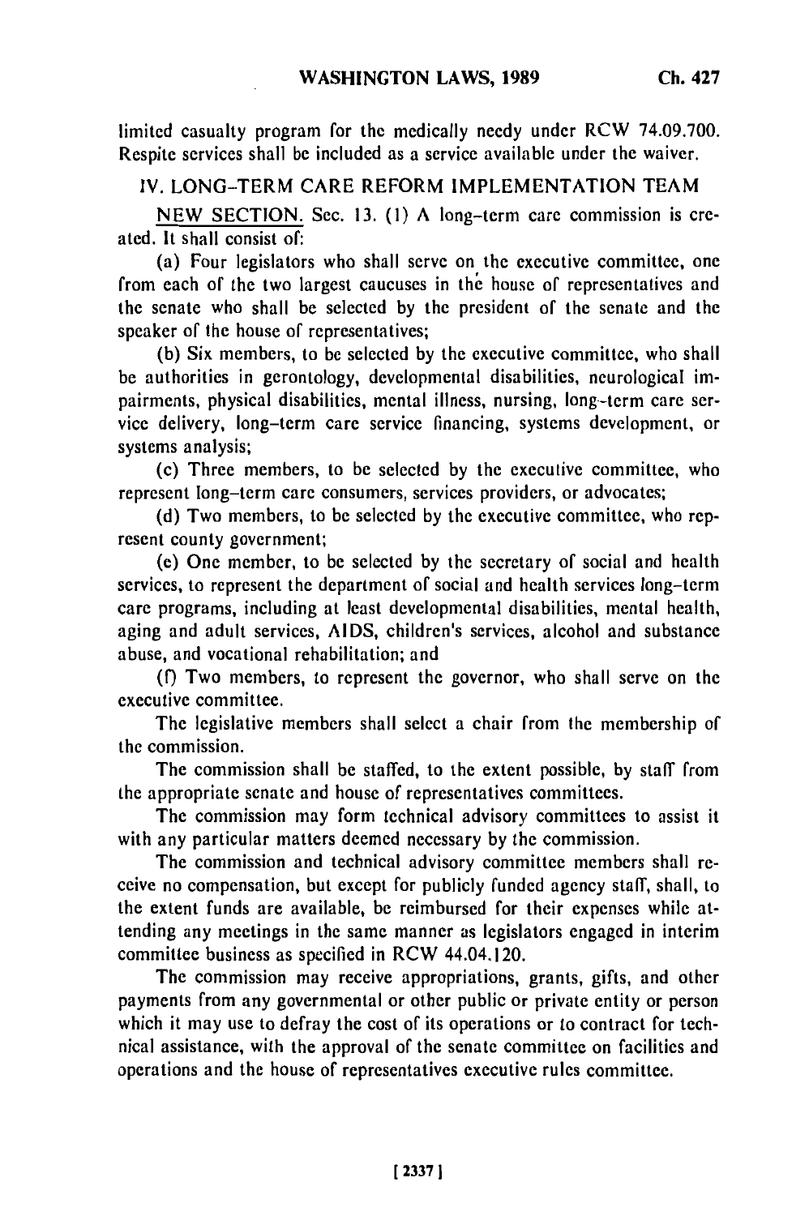limited casualty program for the medically needy under RCW 74.09.700. Respite services shall be included as a service available under the waiver.

## IV. LONG-TERM CARE REFORM IMPLEMENTATION TEAM

NEW SECTION. Sec. 13. (1) A long-term care commission is created. It shall consist of:

(a) Four legislators who shall serve on the executive committee, one from each of the two largest caucuses in the house of representatives and the senate who shall be selected by the president of the senate and the speaker of the house of representatives;

(b) Six members, to be selected by the executive committee, who shall be authorities in gerontology, developmental disabilities, neurological impairments, physical disabilities, mental illness, nursing, long-term care service delivery, long-term care service financing, systems development, or systems analysis;

(c) Three members, to be selected by the executive committee, who represent long-term care consumers, services providers, or advocates;

(d) Two members, to be selected by the executive committee, who represent county government;

(e) One member, to be selected by the secretary of social and health services, to represent the department of social and health services long-term care programs, including at least developmental disabilities, mental health, aging and adult services, AIDS, children's services, alcohol and substance abuse, and vocational rehabilitation; and

(f) Two members, to represent the governor, who shall serve on the executive committee.

The legislative members shall select a chair from the membership of the commission.

The commission shall be staffed, to the extent possible, by staff from the appropriate senate and house of representatives committees.

The commission may form technical advisory committees to assist it with any particular matters deemed necessary by the commission.

The commission and technical advisory committee members shall receive no compensation, but except for publicly funded agency staff, shall, to the extent funds are available, be reimbursed for their expenses while attending any meetings in the same manner as legislators engaged in interim committee business as specified in RCW 44.04.120.

The commission may receive appropriations, grants, gifts, and other payments from any governmental or other public or private entity or person which it may use to defray the cost of its operations or to contract for technical assistance, with the approval of the senate committee on facilities and operations and the house of representatives executive rules committee.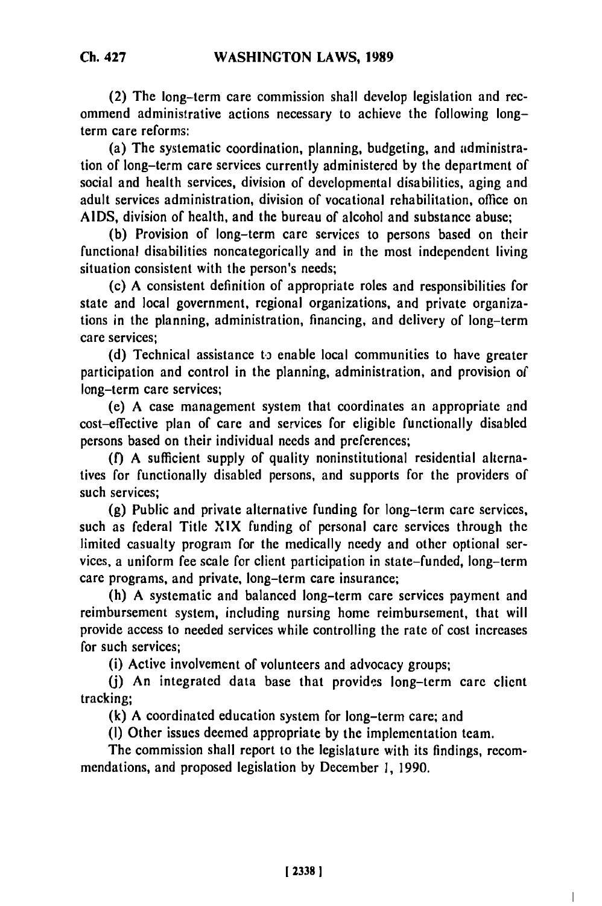(2) The long-term care commission shall develop legislation and recommend administrative actions necessary to achieve the following long-term care reforms:

(a) The systematic coordination, planning, budgeting, and administration of long-term care services currently administered by the department of social and health services, division of developmental disabilities, aging and adult services administration, division of vocational rehabilitation, office on AIDS, division of health, and the bureau of alcohol and substance abuse;

(b) Provision of long-term care services to persons based on their functional disabilities noncategorically and in the most independent living situation consistent with the person's needs;

(c) A consistent definition of appropriate roles and responsibilities for state and local government, regional organizations, and private organizations in the planning, administration, financing, and delivery of long-term care services;

(d) Technical assistance to enable local communities to have greater participation and control in the planning, administration, and provision of long-term care services;

(e) A case management system that coordinates an appropriate and cost-effective plan of care and services for eligible functionally disabled persons based on their individual needs and preferences;

(f) A sufficient supply of quality noninstitutional residential alternatives for functionally disabled persons, and supports for the providers of such services;

(g) Public and private alternative funding for long-term care services, such as federal Title XIX funding of personal care services through the limited casualty program for the medically needy and other optional services, a uniform fee scale for client participation in state-funded, long-term care programs, and private, long-term care insurance;

(h) A systematic and balanced long-term care services payment and reimbursement system, including nursing home reimbursement, that will provide access to needed services while controlling the rate of cost increases for such services;

(i) Active involvement of volunteers and advocacy groups;

(j) An integrated data base that provides long-term care client tracking;

(k) A coordinated education system for long-term care; and

(l) Other issues deemed appropriate by the implementation team.

The commission shall report to the legislature with its findings, recommendations, and proposed legislation by December 1, 1990.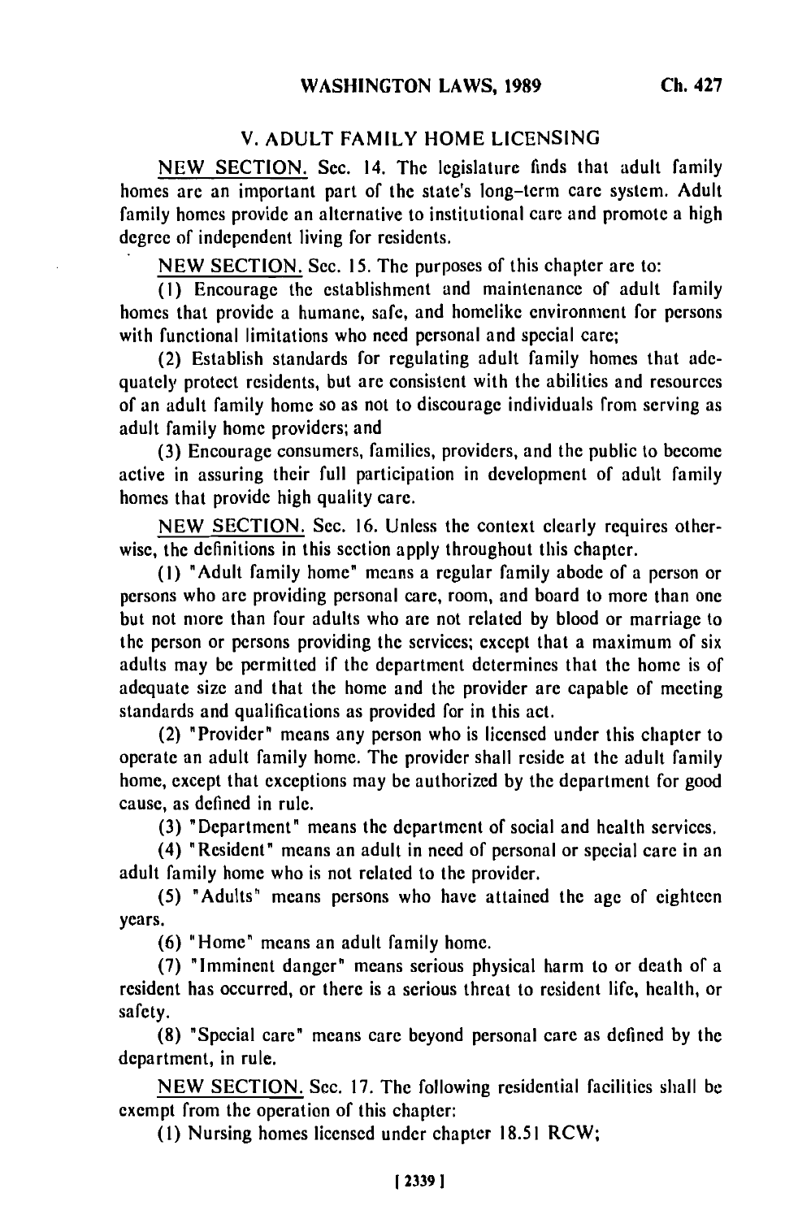## V. ADULT FAMILY HOME LICENSING

NEW SECTION. Sec. 14. The legislature finds that adult family homes are an important part of the state's long-term care system. Adult family homes provide an alternative to institutional care and promote a high degree of independent living for residents.

NEW SECTION. Sec. 15. The purposes of this chapter are to:

(1) Encourage the establishment and maintenance of adult family homes that provide a humane, safe, and homelike environment for persons with functional limitations who need personal and special care;

(2) Establish standards for regulating adult family homes that adequately protect residents, but are consistent with the abilities and resources of an adult family home so as not to discourage individuals from serving as adult family home providers; and

(3) Encourage consumers, families, providers, and the public to become active in assuring their full participation in development of adult family homes that provide high quality care.

NEW SECTION. Sec. 16. Unless the context clearly requires otherwise, the definitions in this section apply throughout this chapter.

(1) "Adult family home" means a regular family abode of a person or persons who are providing personal care, room, and board to more than one but not more than four adults who are not related by blood or marriage to the person or persons providing the services; except that a maximum of six adults may be permitted if the department determines that the home is of adequate size and that the home and the provider are capable of meeting standards and qualifications as provided for in this act.

(2) "Provider" means any person who is licensed under this chapter to operate an adult family home. The provider shall reside at the adult family home, except that exceptions may be authorized by the department for good cause, as defined in rule.

(3) "Department" means the department of social and health services.

(4) "Resident" means an adult in need of personal or special care in an adult family home who is not related to the provider.

(5) "Adults" means persons who have attained the age of eighteen years.

(6) "Home" means an adult family home.

(7) "Imminent danger" means serious physical harm to or death of a resident has occurred, or there is a serious threat to resident life, health, or safety.

(8) "Special care" means care beyond personal care as defined by the department, in rule.

NEW SECTION. Sec. 17. The following residential facilities shall be exempt from the operation of this chapter:

(1) Nursing homes licensed under chapter 18.51 RCW;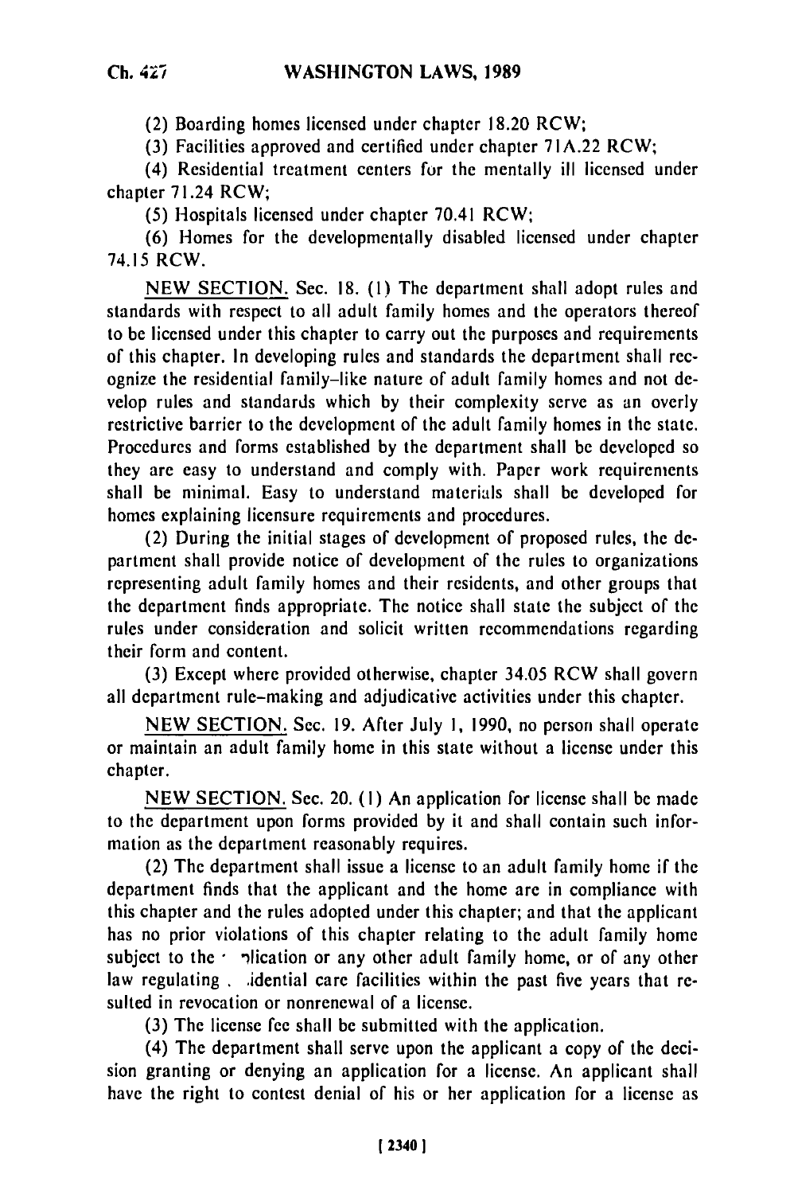(2) Boarding homes licensed under chapter 18.20 RCW;

(3) Facilities approved and certified under chapter 71A.22 RCW;

(4) Residential treatment centers for the mentally ill licensed under chapter 71.24 RCW;

(5) Hospitals licensed under chapter 70.41 RCW;

(6) Homes for the developmentally disabled licensed under chapter 74.15 RCW.

NEW SECTION. Sec. 18. (1) The department shall adopt rules and standards with respect to all adult family homes and the operators thereof to be licensed under this chapter to carry out the purposes and requirements of this chapter. In developing rules and standards the department shall recognize the residential family-like nature of adult family homes and not develop rules and standards which by their complexity serve as an overly restrictive barrier to the development of the adult family homes in the state. Procedures and forms established by the department shall be developed so they are easy to understand and comply with. Paper work requirements shall be minimal. Easy to understand materials shall be developed for homes explaining licensure requirements and procedures.

(2) During the initial stages of development of proposed rules, the department shall provide notice of development of the rules to organizations representing adult family homes and their residents, and other groups that the department finds appropriate. The notice shall state the subject of the rules under consideration and solicit written recommendations regarding their form and content.

(3) Except where provided otherwise, chapter 34.05 RCW shall govern all department rule-making and adjudicative activities under this chapter.

NEW SECTION. Sec. 19. After July 1, 1990, no person shall operate or maintain an adult family home in this state without a license under this chapter.

NEW SECTION. Sec. 20. (1) An application for license shall be made to the department upon forms provided by it and shall contain such information as the department reasonably requires.

(2) The department shall issue a license to an adult family home if the department finds that the applicant and the home are in compliance with this chapter and the rules adopted under this chapter; and that the applicant has no prior violations of this chapter relating to the adult family home subject to the application or any other adult family home, or of any other law regulating residential care facilities within the past five years that resulted in revocation or nonrenewal of a license.

(3) The license fee shall be submitted with the application.

(4) The department shall serve upon the applicant a copy of the decision granting or denying an application for a license. An applicant shall have the right to contest denial of his or her application for a license as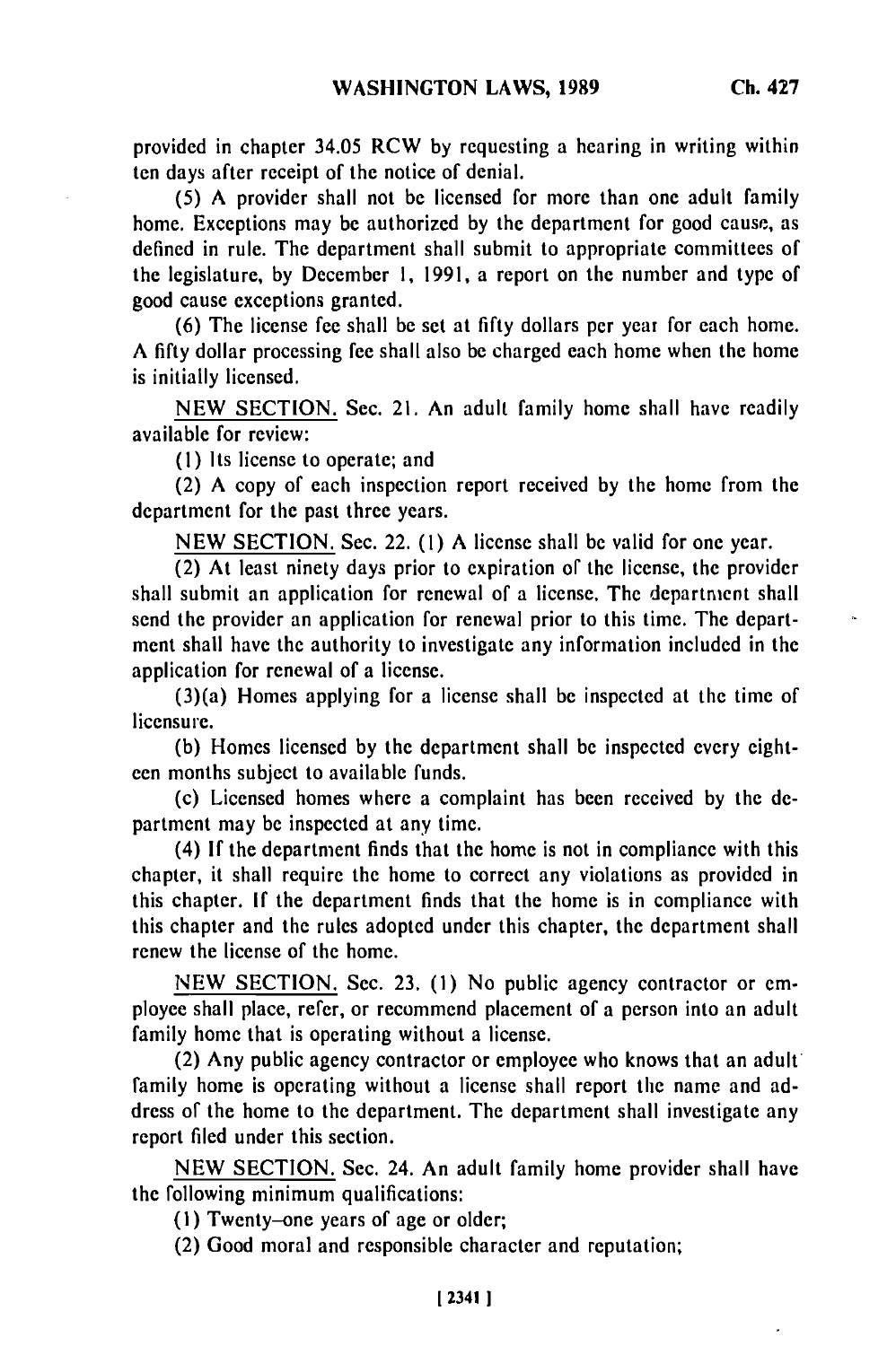provided in chapter 34.05 RCW by requesting a hearing in writing within ten days after receipt of the notice of denial.

(5) A provider shall not be licensed for more than one adult family home. Exceptions may be authorized by the department for good cause, as defined in rule. The department shall submit to appropriate committees of the legislature, by December 1, 1991, a report on the number and type of good cause exceptions granted.

(6) The license fee shall be set at fifty dollars per year for each home. A fifty dollar processing fee shall also be charged each home when the home is initially licensed.

NEW SECTION. Sec. 21. An adult family home shall have readily available for review:

(1) Its license to operate; and

(2) A copy of each inspection report received by the home from the department for the past three years.

NEW SECTION. Sec. 22. (1) A license shall be valid for one year.

(2) At least ninety days prior to expiration of the license, the provider shall submit an application for renewal of a license. The department shall send the provider an application for renewal prior to this time. The department shall have the authority to investigate any information included in the application for renewal of a license.

(3)(a) Homes applying for a license shall be inspected at the time of licensure.

(b) Homes licensed by the department shall be inspected every eighteen months subject to available funds.

(c) Licensed homes where a complaint has been received by the department may be inspected at any time.

(4) If the department finds that the home is not in compliance with this chapter, it shall require the home to correct any violations as provided in this chapter. If the department finds that the home is in compliance with this chapter and the rules adopted under this chapter, the department shall renew the license of the home.

NEW SECTION. Sec. 23. (1) No public agency contractor or employee shall place, refer, or recommend placement of a person into an adult family home that is operating without a license.

(2) Any public agency contractor or employee who knows that an adult family home is operating without a license shall report the name and address of the home to the department. The department shall investigate any report filed under this section.

NEW SECTION. Sec. 24. An adult family home provider shall have the following minimum qualifications:

(1) Twenty-one years of age or older;

(2) Good moral and responsible character and reputation;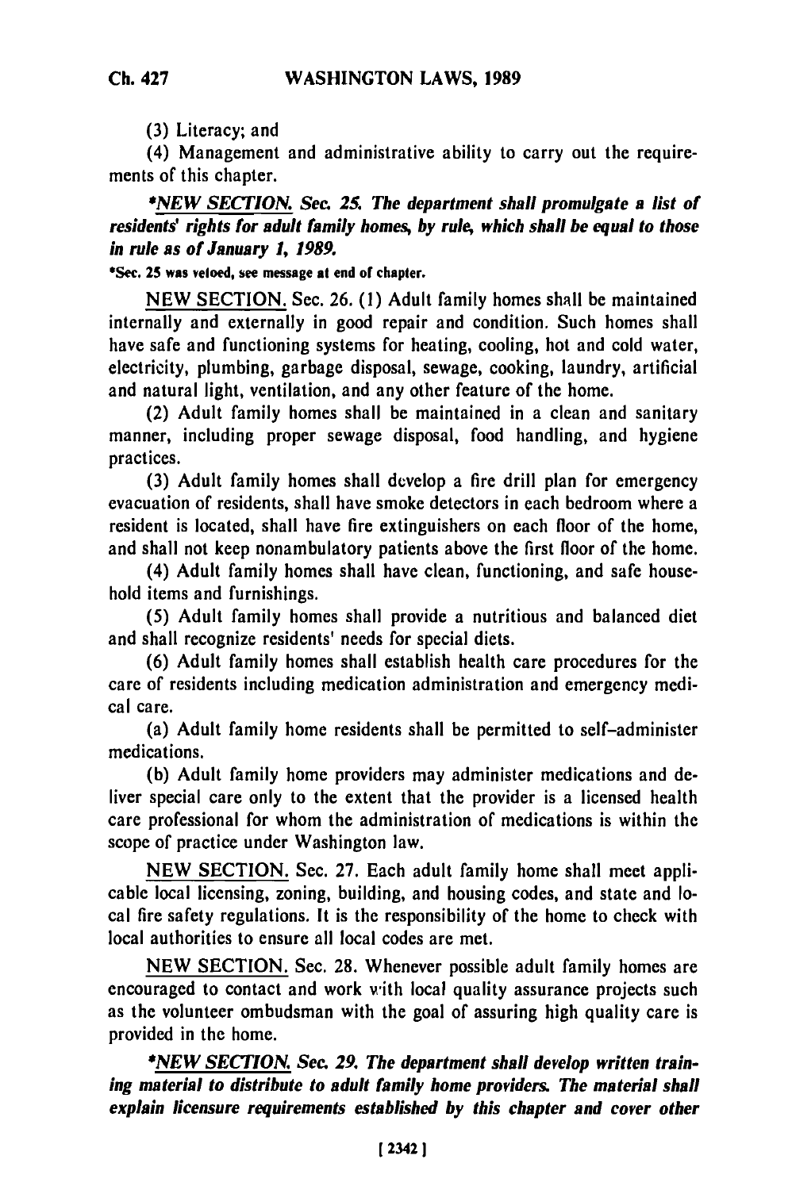(3) Literacy; and

(4) Management and administrative ability to carry out the requirements of this chapter.

*\*NEW SECTION. Sec. 25. The department shall promulgate a list of residents' rights for adult family homes, by rule, which shall be equal to those in rule as of January 1, 1989.*

**\*Sec. 25 was vetoed, see message at end of chapter.**

NEW SECTION. Sec. 26. (1) Adult family homes shall be maintained internally and externally in good repair and condition. Such homes shall have safe and functioning systems for heating, cooling, hot and cold water, electricity, plumbing, garbage disposal, sewage, cooking, laundry, artificial and natural light, ventilation, and any other feature of the home.

(2) Adult family homes shall be maintained in a clean and sanitary manner, including proper sewage disposal, food handling, and hygiene practices.

(3) Adult family homes shall develop a fire drill plan for emergency evacuation of residents, shall have smoke detectors in each bedroom where a resident is located, shall have fire extinguishers on each floor of the home, and shall not keep nonambulatory patients above the first floor of the home.

(4) Adult family homes shall have clean, functioning, and safe household items and furnishings.

(5) Adult family homes shall provide a nutritious and balanced diet and shall recognize residents' needs for special diets.

(6) Adult family homes shall establish health care procedures for the care of residents including medication administration and emergency medical care.

(a) Adult family home residents shall be permitted to self-administer medications.

(b) Adult family home providers may administer medications and deliver special care only to the extent that the provider is a licensed health care professional for whom the administration of medications is within the scope of practice under Washington law.

NEW SECTION. Sec. 27. Each adult family home shall meet applicable local licensing, zoning, building, and housing codes, and state and local fire safety regulations. It is the responsibility of the home to check with local authorities to ensure all local codes are met.

NEW SECTION. Sec. 28. Whenever possible adult family homes are encouraged to contact and work with local quality assurance projects such as the volunteer ombudsman with the goal of assuring high quality care is provided in the home.

*\*NEW SECTION. Sec. 29. The department shall develop written training material to distribute to adult family home providers. The material shall explain licensure requirements established by this chapter and cover other*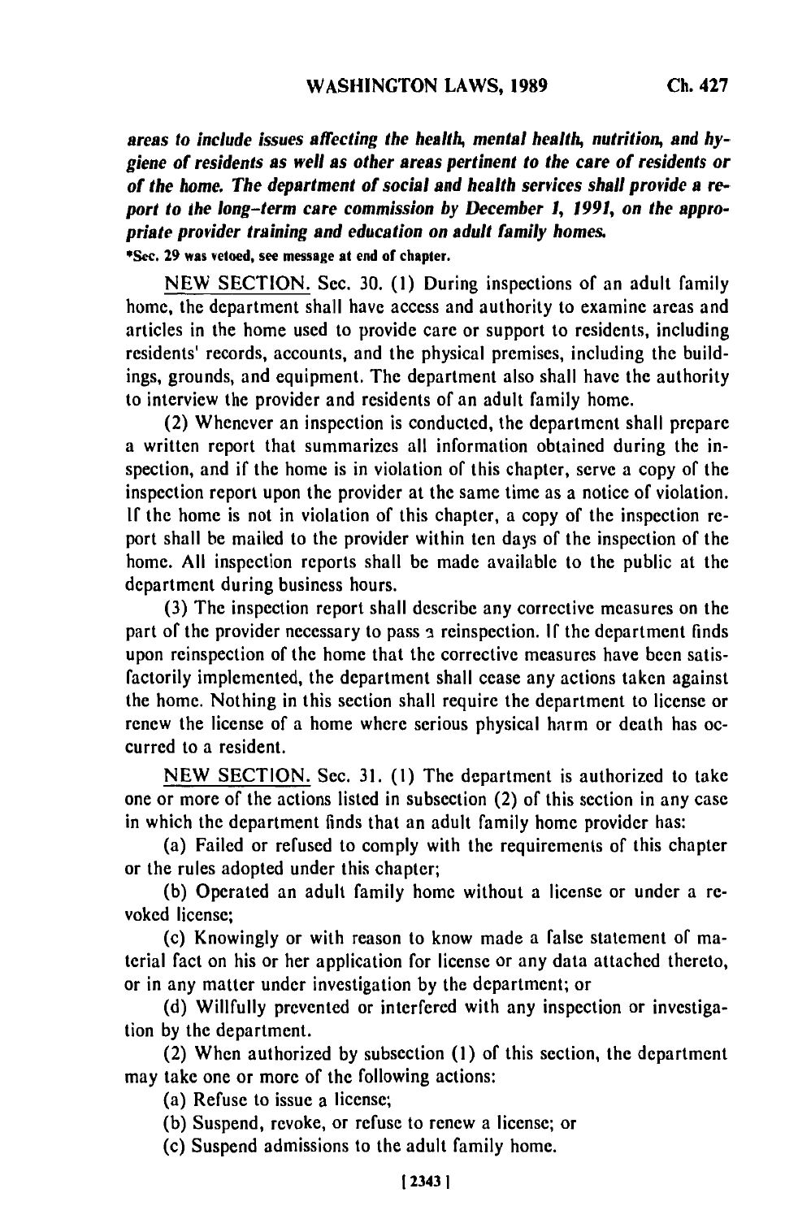***areas to include issues affecting the health, mental health, nutrition, and hygiene of residents as well as other areas pertinent to the care of residents or of the home. The department of social and health services shall provide a report to the long-term care commission by December 1, 1991, on the appropriate provider training and education on adult family homes.***

***Sec. 29 was vetoed, see message at end of chapter.**

NEW SECTION. Sec. 30. (1) During inspections of an adult family home, the department shall have access and authority to examine areas and articles in the home used to provide care or support to residents, including residents' records, accounts, and the physical premises, including the buildings, grounds, and equipment. The department also shall have the authority to interview the provider and residents of an adult family home.

(2) Whenever an inspection is conducted, the department shall prepare a written report that summarizes all information obtained during the inspection, and if the home is in violation of this chapter, serve a copy of the inspection report upon the provider at the same time as a notice of violation. If the home is not in violation of this chapter, a copy of the inspection report shall be mailed to the provider within ten days of the inspection of the home. All inspection reports shall be made available to the public at the department during business hours.

(3) The inspection report shall describe any corrective measures on the part of the provider necessary to pass a reinspection. If the department finds upon reinspection of the home that the corrective measures have been satisfactorily implemented, the department shall cease any actions taken against the home. Nothing in this section shall require the department to license or renew the license of a home where serious physical harm or death has occurred to a resident.

NEW SECTION. Sec. 31. (1) The department is authorized to take one or more of the actions listed in subsection (2) of this section in any case in which the department finds that an adult family home provider has:

(a) Failed or refused to comply with the requirements of this chapter or the rules adopted under this chapter;

(b) Operated an adult family home without a license or under a revoked license;

(c) Knowingly or with reason to know made a false statement of material fact on his or her application for license or any data attached thereto, or in any matter under investigation by the department; or

(d) Willfully prevented or interfered with any inspection or investigation by the department.

(2) When authorized by subsection (1) of this section, the department may take one or more of the following actions:

(a) Refuse to issue a license;

(b) Suspend, revoke, or refuse to renew a license; or

(c) Suspend admissions to the adult family home.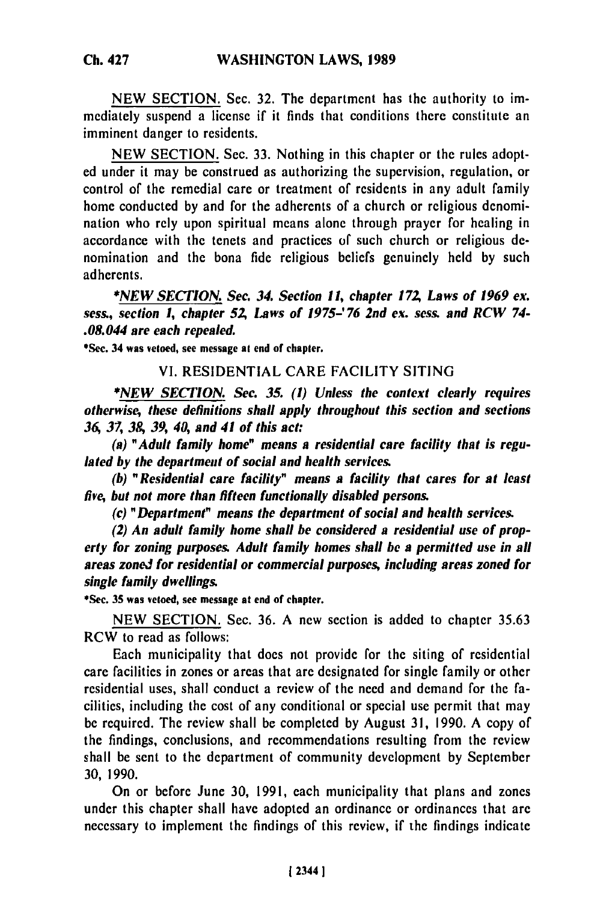NEW SECTION. Sec. 32. The department has the authority to immediately suspend a license if it finds that conditions there constitute an imminent danger to residents.

NEW SECTION. Sec. 33. Nothing in this chapter or the rules adopted under it may be construed as authorizing the supervision, regulation, or control of the remedial care or treatment of residents in any adult family home conducted by and for the adherents of a church or religious denomination who rely upon spiritual means alone through prayer for healing in accordance with the tenets and practices of such church or religious denomination and the bona fide religious beliefs genuinely held by such adherents.

**\*NEW SECTION.** ***Sec. 34. Section 11, chapter 172, Laws of 1969 ex. sess., section 1, chapter 52, Laws of 1975-'76 2nd ex. sess. and RCW 74-.08.044 are each repealed.***

\*Sec. 34 was vetoed, see message at end of chapter.

## VI. RESIDENTIAL CARE FACILITY SITING

**\*NEW SECTION.** ***Sec. 35. (1) Unless the context clearly requires otherwise, these definitions shall apply throughout this section and sections 36, 37, 38, 39, 40, and 41 of this act:***

***(a) "Adult family home" means a residential care facility that is regulated by the department of social and health services.***

***(b) "Residential care facility" means a facility that cares for at least five, but not more than fifteen functionally disabled persons.***

***(c) "Department" means the department of social and health services.***

***(2) An adult family home shall be considered a residential use of property for zoning purposes. Adult family homes shall be a permitted use in all areas zoned for residential or commercial purposes, including areas zoned for single family dwellings.***

\*Sec. 35 was vetoed, see message at end of chapter.

NEW SECTION. Sec. 36. A new section is added to chapter 35.63 RCW to read as follows:

Each municipality that does not provide for the siting of residential care facilities in zones or areas that are designated for single family or other residential uses, shall conduct a review of the need and demand for the facilities, including the cost of any conditional or special use permit that may be required. The review shall be completed by August 31, 1990. A copy of the findings, conclusions, and recommendations resulting from the review shall be sent to the department of community development by September 30, 1990.

On or before June 30, 1991, each municipality that plans and zones under this chapter shall have adopted an ordinance or ordinances that are necessary to implement the findings of this review, if the findings indicate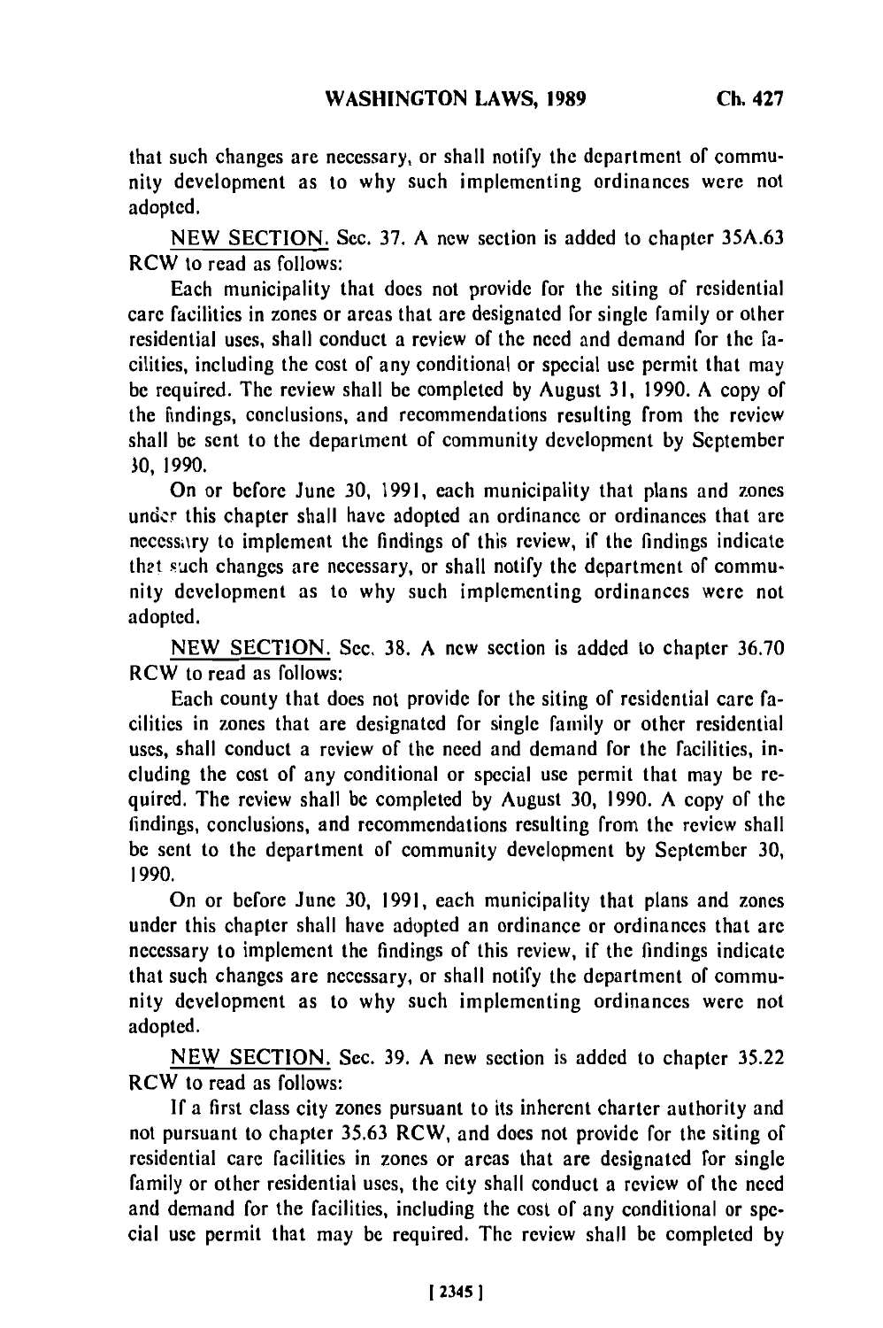that such changes are necessary, or shall notify the department of community development as to why such implementing ordinances were not adopted.

NEW SECTION. Sec. 37. A new section is added to chapter 35A.63 RCW to read as follows:

Each municipality that does not provide for the siting of residential care facilities in zones or areas that are designated for single family or other residential uses, shall conduct a review of the need and demand for the facilities, including the cost of any conditional or special use permit that may be required. The review shall be completed by August 31, 1990. A copy of the findings, conclusions, and recommendations resulting from the review shall be sent to the department of community development by September 30, 1990.

On or before June 30, 1991, each municipality that plans and zones under this chapter shall have adopted an ordinance or ordinances that are necessary to implement the findings of this review, if the findings indicate that such changes are necessary, or shall notify the department of community development as to why such implementing ordinances were not adopted.

NEW SECTION. Sec. 38. A new section is added to chapter 36.70 RCW to read as follows:

Each county that does not provide for the siting of residential care facilities in zones that are designated for single family or other residential uses, shall conduct a review of the need and demand for the facilities, including the cost of any conditional or special use permit that may be required. The review shall be completed by August 30, 1990. A copy of the findings, conclusions, and recommendations resulting from the review shall be sent to the department of community development by September 30, 1990.

On or before June 30, 1991, each municipality that plans and zones under this chapter shall have adopted an ordinance or ordinances that are necessary to implement the findings of this review, if the findings indicate that such changes are necessary, or shall notify the department of community development as to why such implementing ordinances were not adopted.

NEW SECTION. Sec. 39. A new section is added to chapter 35.22 RCW to read as follows:

If a first class city zones pursuant to its inherent charter authority and not pursuant to chapter 35.63 RCW, and does not provide for the siting of residential care facilities in zones or areas that are designated for single family or other residential uses, the city shall conduct a review of the need and demand for the facilities, including the cost of any conditional or special use permit that may be required. The review shall be completed by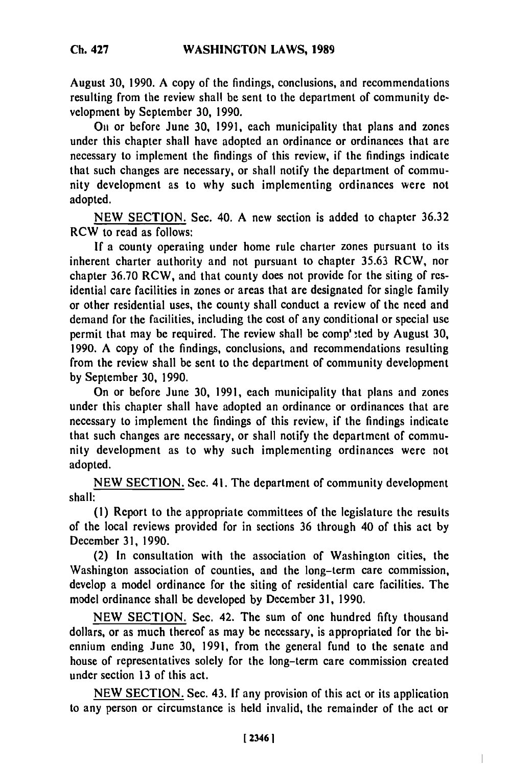August 30, 1990. A copy of the findings, conclusions, and recommendations resulting from the review shall be sent to the department of community development by September 30, 1990.

On or before June 30, 1991, each municipality that plans and zones under this chapter shall have adopted an ordinance or ordinances that are necessary to implement the findings of this review, if the findings indicate that such changes are necessary, or shall notify the department of community development as to why such implementing ordinances were not adopted.

NEW SECTION. Sec. 40. A new section is added to chapter 36.32 RCW to read as follows:

If a county operating under home rule charter zones pursuant to its inherent charter authority and not pursuant to chapter 35.63 RCW, nor chapter 36.70 RCW, and that county does not provide for the siting of residential care facilities in zones or areas that are designated for single family or other residential uses, the county shall conduct a review of the need and demand for the facilities, including the cost of any conditional or special use permit that may be required. The review shall be completed by August 30, 1990. A copy of the findings, conclusions, and recommendations resulting from the review shall be sent to the department of community development by September 30, 1990.

On or before June 30, 1991, each municipality that plans and zones under this chapter shall have adopted an ordinance or ordinances that are necessary to implement the findings of this review, if the findings indicate that such changes are necessary, or shall notify the department of community development as to why such implementing ordinances were not adopted.

NEW SECTION. Sec. 41. The department of community development shall:

(1) Report to the appropriate committees of the legislature the results of the local reviews provided for in sections 36 through 40 of this act by December 31, 1990.

(2) In consultation with the association of Washington cities, the Washington association of counties, and the long-term care commission, develop a model ordinance for the siting of residential care facilities. The model ordinance shall be developed by December 31, 1990.

NEW SECTION. Sec. 42. The sum of one hundred fifty thousand dollars, or as much thereof as may be necessary, is appropriated for the biennium ending June 30, 1991, from the general fund to the senate and house of representatives solely for the long-term care commission created under section 13 of this act.

NEW SECTION. Sec. 43. If any provision of this act or its application to any person or circumstance is held invalid, the remainder of the act or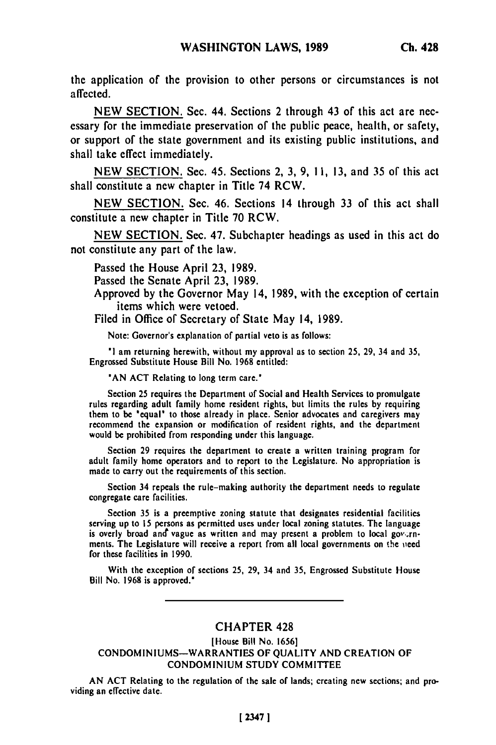the application of the provision to other persons or circumstances is not affected.

NEW SECTION. Sec. 44. Sections 2 through 43 of this act are necessary for the immediate preservation of the public peace, health, or safety, or support of the state government and its existing public institutions, and shall take effect immediately.

NEW SECTION. Sec. 45. Sections 2, 3, 9, 11, 13, and 35 of this act shall constitute a new chapter in Title 74 RCW.

NEW SECTION. Sec. 46. Sections 14 through 33 of this act shall constitute a new chapter in Title 70 RCW.

NEW SECTION. Sec. 47. Subchapter headings as used in this act do not constitute any part of the law.

Passed the House April 23, 1989.

Passed the Senate April 23, 1989.

Approved by the Governor May 14, 1989, with the exception of certain items which were vetoed.

Filed in Office of Secretary of State May 14, 1989.

Note: Governor's explanation of partial veto is as follows:

"I am returning herewith, without my approval as to section 25, 29, 34 and 35, Engrossed Substitute House Bill No. 1968 entitled:

"AN ACT Relating to long term care."

Section 25 requires the Department of Social and Health Services to promulgate rules regarding adult family home resident rights, but limits the rules by requiring them to be "equal" to those already in place. Senior advocates and caregivers may recommend the expansion or modification of resident rights, and the department would be prohibited from responding under this language.

Section 29 requires the department to create a written training program for adult family home operators and to report to the Legislature. No appropriation is made to carry out the requirements of this section.

Section 34 repeals the rule-making authority the department needs to regulate congregate care facilities.

Section 35 is a preemptive zoning statute that designates residential facilities serving up to 15 persons as permitted uses under local zoning statutes. The language is overly broad and vague as written and may present a problem to local governments. The Legislature will receive a report from all local governments on the need for these facilities in 1990.

With the exception of sections 25, 29, 34 and 35, Engrossed Substitute House Bill No. 1968 is approved."

---

## CHAPTER 428

[House Bill No. 1656]

### CONDOMINIUMS—WARRANTIES OF QUALITY AND CREATION OF CONDOMINIUM STUDY COMMITTEE

AN ACT Relating to the regulation of the sale of lands; creating new sections; and providing an effective date.